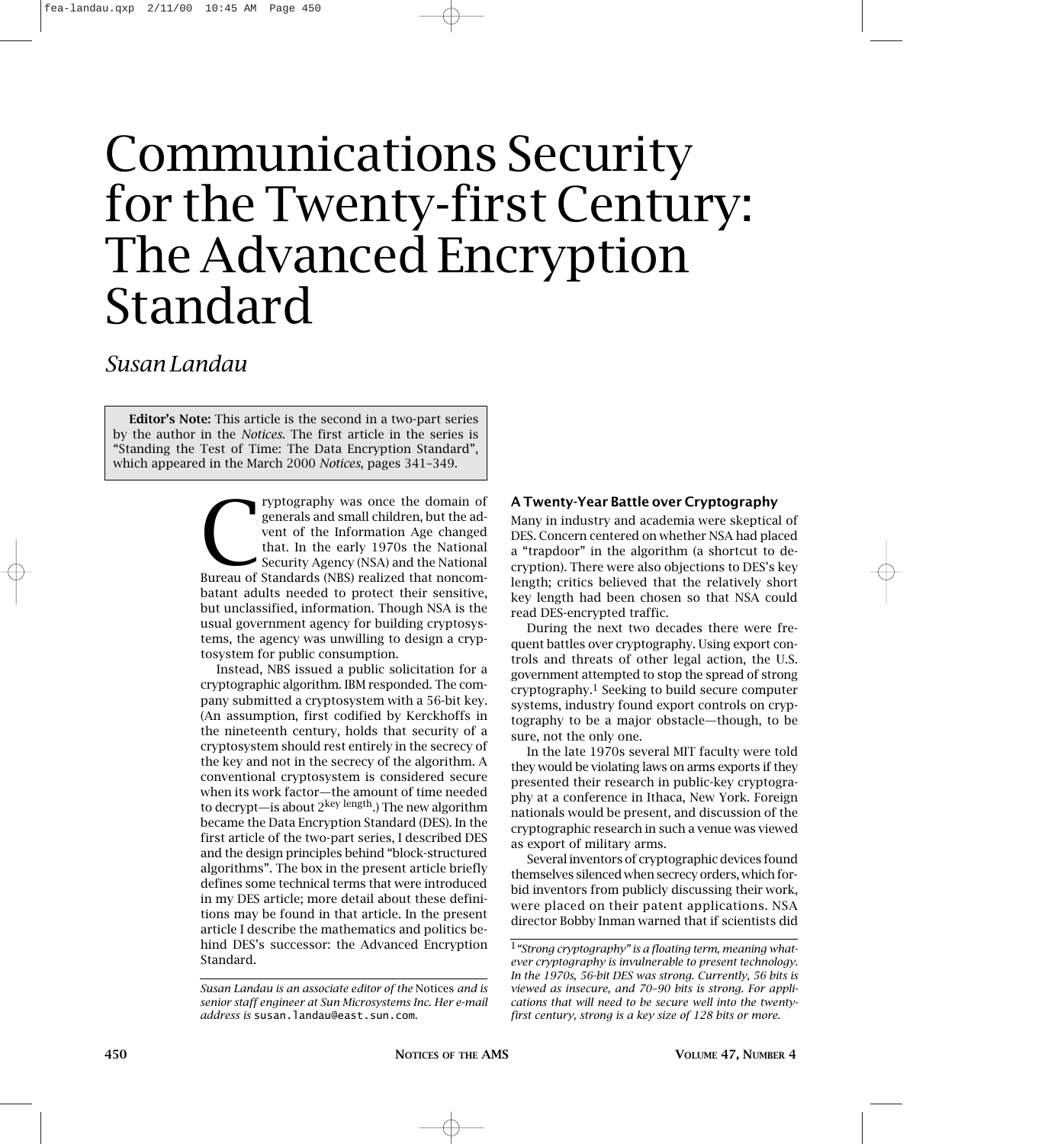# Communications Security for the Twenty-first Century: The Advanced Encryption Standard

*Susan Landau*

**Editor's Note:** This article is the second in a two-part series by the author in the *Notices*. The first article in the series is "Standing the Test of Time: The Data Encryption Standard", which appeared in the March 2000 *Notices*, pages 341–349.

Cryptography was once the domain of generals and small children, but the advent of the Information Age changed that. In the early 1970s the National Security Agency (NSA) and the National Bureau of Standards (NBS) realized that noncombatant adults needed to protect their sensitive, but unclassified, information. Though NSA is the usual government agency for building cryptosystems, the agency was unwilling to design a cryptosystem for public consumption.

Instead, NBS issued a public solicitation for a cryptographic algorithm. IBM responded. The company submitted a cryptosystem with a 56-bit key. (An assumption, first codified by Kerckhoffs in the nineteenth century, holds that security of a cryptosystem should rest entirely in the secrecy of the key and not in the secrecy of the algorithm. A conventional cryptosystem is considered secure when its work factor—the amount of time needed to decrypt—is about $2^{\text{key length}}$.) The new algorithm became the Data Encryption Standard (DES). In the first article of the two-part series, I described DES and the design principles behind "block-structured algorithms". The box in the present article briefly defines some technical terms that were introduced in my DES article; more detail about these definitions may be found in that article. In the present article I describe the mathematics and politics behind DES's successor: the Advanced Encryption Standard.

*Susan Landau is an associate editor of the* Notices *and is senior staff engineer at Sun Microsystems Inc. Her e-mail address is* susan.landau@east.sun.com.

### A Twenty-Year Battle over Cryptography

Many in industry and academia were skeptical of DES. Concern centered on whether NSA had placed a "trapdoor" in the algorithm (a shortcut to decryption). There were also objections to DES's key length; critics believed that the relatively short key length had been chosen so that NSA could read DES-encrypted traffic.

During the next two decades there were frequent battles over cryptography. Using export controls and threats of other legal action, the U.S. government attempted to stop the spread of strong cryptography.[1] Seeking to build secure computer systems, industry found export controls on cryptography to be a major obstacle—though, to be sure, not the only one.

In the late 1970s several MIT faculty were told they would be violating laws on arms exports if they presented their research in public-key cryptography at a conference in Ithaca, New York. Foreign nationals would be present, and discussion of the cryptographic research in such a venue was viewed as export of military arms.

Several inventors of cryptographic devices found themselves silenced when secrecy orders, which forbid inventors from publicly discussing their work, were placed on their patent applications. NSA director Bobby Inman warned that if scientists did

[1] *"Strong cryptography" is a floating term, meaning whatever cryptography is invulnerable to present technology. In the 1970s, 56-bit DES was strong. Currently, 56 bits is viewed as insecure, and 70–90 bits is strong. For applications that will need to be secure well into the twenty-first century, strong is a key size of 128 bits or more.*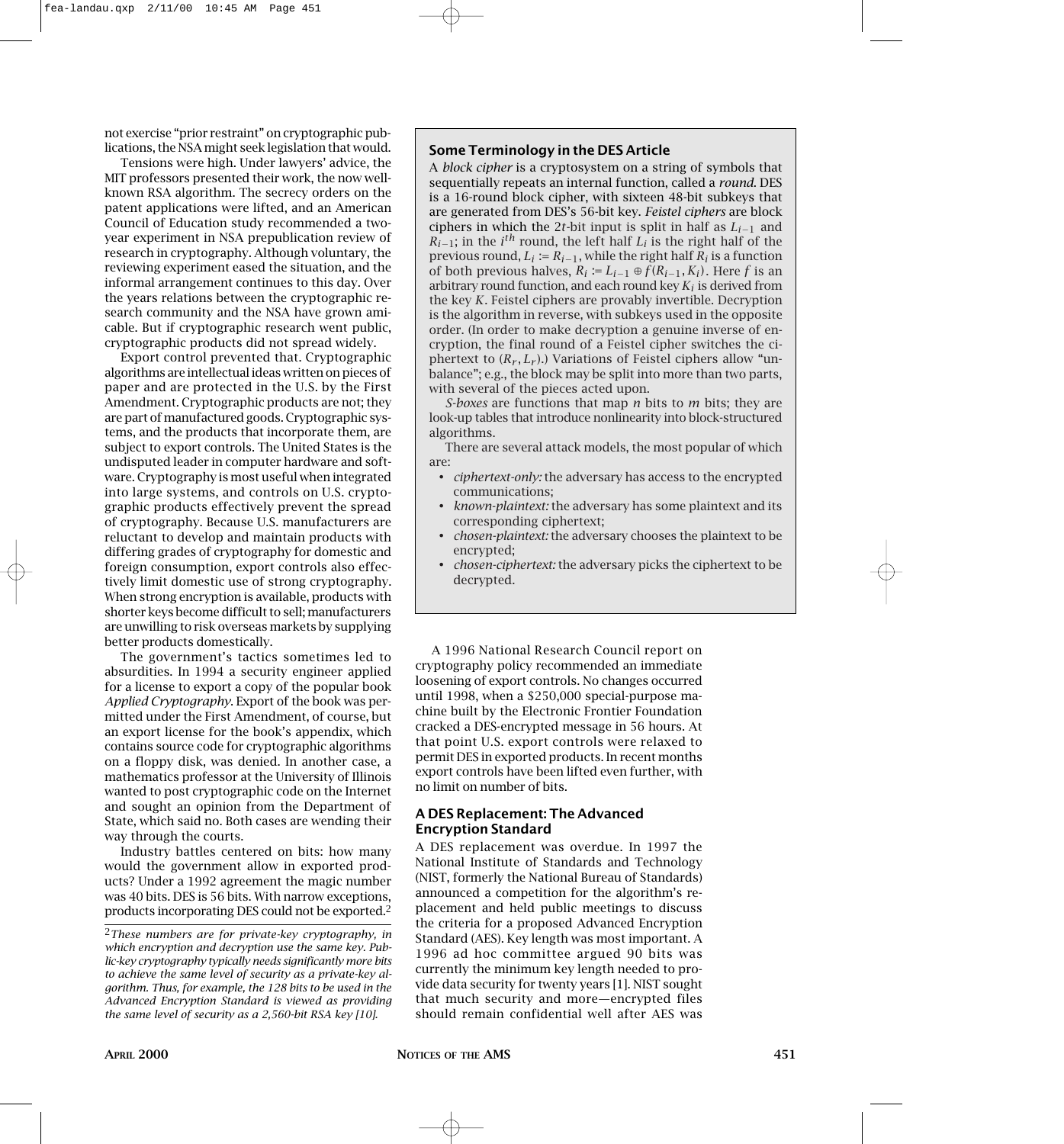not exercise "prior restraint" on cryptographic publications, the NSA might seek legislation that would.

Tensions were high. Under lawyers' advice, the MIT professors presented their work, the now well-known RSA algorithm. The secrecy orders on the patent applications were lifted, and an American Council of Education study recommended a two-year experiment in NSA prepublication review of research in cryptography. Although voluntary, the reviewing experiment eased the situation, and the informal arrangement continues to this day. Over the years relations between the cryptographic research community and the NSA have grown amicable. But if cryptographic research went public, cryptographic products did not spread widely.

Export control prevented that. Cryptographic algorithms are intellectual ideas written on pieces of paper and are protected in the U.S. by the First Amendment. Cryptographic products are not; they are part of manufactured goods. Cryptographic systems, and the products that incorporate them, are subject to export controls. The United States is the undisputed leader in computer hardware and software. Cryptography is most useful when integrated into large systems, and controls on U.S. cryptographic products effectively prevent the spread of cryptography. Because U.S. manufacturers are reluctant to develop and maintain products with differing grades of cryptography for domestic and foreign consumption, export controls also effectively limit domestic use of strong cryptography. When strong encryption is available, products with shorter keys become difficult to sell; manufacturers are unwilling to risk overseas markets by supplying better products domestically.

The government's tactics sometimes led to absurdities. In 1994 a security engineer applied for a license to export a copy of the popular book *Applied Cryptography*. Export of the book was permitted under the First Amendment, of course, but an export license for the book's appendix, which contains source code for cryptographic algorithms on a floppy disk, was denied. In another case, a mathematics professor at the University of Illinois wanted to post cryptographic code on the Internet and sought an opinion from the Department of State, which said no. Both cases are wending their way through the courts.

Industry battles centered on bits: how many would the government allow in exported products? Under a 1992 agreement the magic number was 40 bits. DES is 56 bits. With narrow exceptions, products incorporating DES could not be exported.[2]

[2] *These numbers are for private-key cryptography, in which encryption and decryption use the same key. Public-key cryptography typically needs significantly more bits to achieve the same level of security as a private-key algorithm. Thus, for example, the 128 bits to be used in the Advanced Encryption Standard is viewed as providing the same level of security as a 2,560-bit RSA key [10].*

### Some Terminology in the DES Article

A *block cipher* is a cryptosystem on a string of symbols that sequentially repeats an internal function, called a *round*. DES is a 16-round block cipher, with sixteen 48-bit subkeys that are generated from DES's 56-bit key. *Feistel ciphers* are block ciphers in which the $2t$-bit input is split in half as $L_{i-1}$ and $R_{i-1}$; in the $i^{th}$ round, the left half $L_i$ is the right half of the previous round, $L_i := R_{i-1}$, while the right half $R_i$ is a function of both previous halves, $R_i := L_{i-1} \oplus f(R_{i-1}, K_i)$. Here $f$ is an arbitrary round function, and each round key $K_i$ is derived from the key $K$. Feistel ciphers are provably invertible. Decryption is the algorithm in reverse, with subkeys used in the opposite order. (In order to make decryption a genuine inverse of encryption, the final round of a Feistel cipher switches the ciphertext to $(R_r, L_r)$.) Variations of Feistel ciphers allow "unbalance"; e.g., the block may be split into more than two parts, with several of the pieces acted upon.

*S-boxes* are functions that map $n$ bits to $m$ bits; they are look-up tables that introduce nonlinearity into block-structured algorithms.

There are several attack models, the most popular of which are:

- *ciphertext-only:* the adversary has access to the encrypted communications;
- *known-plaintext:* the adversary has some plaintext and its corresponding ciphertext;
- *chosen-plaintext:* the adversary chooses the plaintext to be encrypted;
- *chosen-ciphertext:* the adversary picks the ciphertext to be decrypted.

A 1996 National Research Council report on cryptography policy recommended an immediate loosening of export controls. No changes occurred until 1998, when a $250,000 special-purpose machine built by the Electronic Frontier Foundation cracked a DES-encrypted message in 56 hours. At that point U.S. export controls were relaxed to permit DES in exported products. In recent months export controls have been lifted even further, with no limit on number of bits.

## A DES Replacement: The Advanced Encryption Standard

A DES replacement was overdue. In 1997 the National Institute of Standards and Technology (NIST, formerly the National Bureau of Standards) announced a competition for the algorithm's replacement and held public meetings to discuss the criteria for a proposed Advanced Encryption Standard (AES). Key length was most important. A 1996 ad hoc committee argued 90 bits was currently the minimum key length needed to provide data security for twenty years [1]. NIST sought that much security and more—encrypted files should remain confidential well after AES was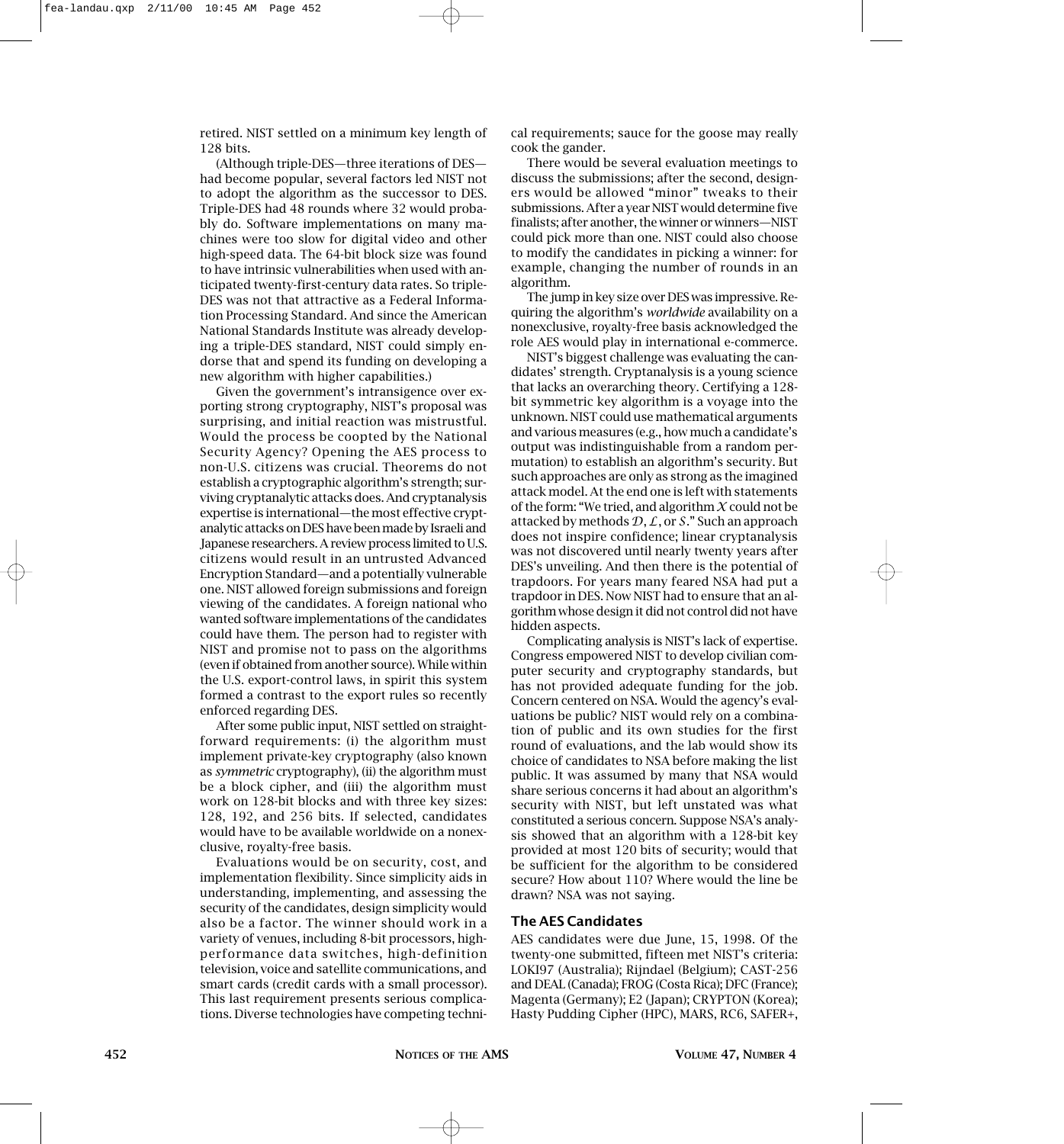retired. NIST settled on a minimum key length of 128 bits.

(Although triple-DES—three iterations of DES—had become popular, several factors led NIST not to adopt the algorithm as the successor to DES. Triple-DES had 48 rounds where 32 would probably do. Software implementations on many machines were too slow for digital video and other high-speed data. The 64-bit block size was found to have intrinsic vulnerabilities when used with anticipated twenty-first-century data rates. So triple-DES was not that attractive as a Federal Information Processing Standard. And since the American National Standards Institute was already developing a triple-DES standard, NIST could simply endorse that and spend its funding on developing a new algorithm with higher capabilities.)

Given the government's intransigence over exporting strong cryptography, NIST's proposal was surprising, and initial reaction was mistrustful. Would the process be coopted by the National Security Agency? Opening the AES process to non-U.S. citizens was crucial. Theorems do not establish a cryptographic algorithm's strength; surviving cryptanalytic attacks does. And cryptanalysis expertise is international—the most effective cryptanalytic attacks on DES have been made by Israeli and Japanese researchers. A review process limited to U.S. citizens would result in an untrusted Advanced Encryption Standard—and a potentially vulnerable one. NIST allowed foreign submissions and foreign viewing of the candidates. A foreign national who wanted software implementations of the candidates could have them. The person had to register with NIST and promise not to pass on the algorithms (even if obtained from another source). While within the U.S. export-control laws, in spirit this system formed a contrast to the export rules so recently enforced regarding DES.

After some public input, NIST settled on straightforward requirements: (i) the algorithm must implement private-key cryptography (also known as *symmetric* cryptography), (ii) the algorithm must be a block cipher, and (iii) the algorithm must work on 128-bit blocks and with three key sizes: 128, 192, and 256 bits. If selected, candidates would have to be available worldwide on a nonexclusive, royalty-free basis.

Evaluations would be on security, cost, and implementation flexibility. Since simplicity aids in understanding, implementing, and assessing the security of the candidates, design simplicity would also be a factor. The winner should work in a variety of venues, including 8-bit processors, high-performance data switches, high-definition television, voice and satellite communications, and smart cards (credit cards with a small processor). This last requirement presents serious complications. Diverse technologies have competing technical requirements; sauce for the goose may really cook the gander.

There would be several evaluation meetings to discuss the submissions; after the second, designers would be allowed "minor" tweaks to their submissions. After a year NIST would determine five finalists; after another, the winner or winners—NIST could pick more than one. NIST could also choose to modify the candidates in picking a winner: for example, changing the number of rounds in an algorithm.

The jump in key size over DES was impressive. Requiring the algorithm's *worldwide* availability on a nonexclusive, royalty-free basis acknowledged the role AES would play in international e-commerce.

NIST's biggest challenge was evaluating the candidates' strength. Cryptanalysis is a young science that lacks an overarching theory. Certifying a 128-bit symmetric key algorithm is a voyage into the unknown. NIST could use mathematical arguments and various measures (e.g., how much a candidate's output was indistinguishable from a random permutation) to establish an algorithm's security. But such approaches are only as strong as the imagined attack model. At the end one is left with statements of the form: "We tried, and algorithm $\mathcal{X}$ could not be attacked by methods $\mathcal{D}$, $\mathcal{L}$, or $\mathcal{S}$." Such an approach does not inspire confidence; linear cryptanalysis was not discovered until nearly twenty years after DES's unveiling. And then there is the potential of trapdoors. For years many feared NSA had put a trapdoor in DES. Now NIST had to ensure that an algorithm whose design it did not control did not have hidden aspects.

Complicating analysis is NIST's lack of expertise. Congress empowered NIST to develop civilian computer security and cryptography standards, but has not provided adequate funding for the job. Concern centered on NSA. Would the agency's evaluations be public? NIST would rely on a combination of public and its own studies for the first round of evaluations, and the lab would show its choice of candidates to NSA before making the list public. It was assumed by many that NSA would share serious concerns it had about an algorithm's security with NIST, but left unstated was what constituted a serious concern. Suppose NSA's analysis showed that an algorithm with a 128-bit key provided at most 120 bits of security; would that be sufficient for the algorithm to be considered secure? How about 110? Where would the line be drawn? NSA was not saying.

## The AES Candidates

AES candidates were due June, 15, 1998. Of the twenty-one submitted, fifteen met NIST's criteria: LOKI97 (Australia); Rijndael (Belgium); CAST-256 and DEAL (Canada); FROG (Costa Rica); DFC (France); Magenta (Germany); E2 (Japan); CRYPTON (Korea); Hasty Pudding Cipher (HPC), MARS, RC6, SAFER+,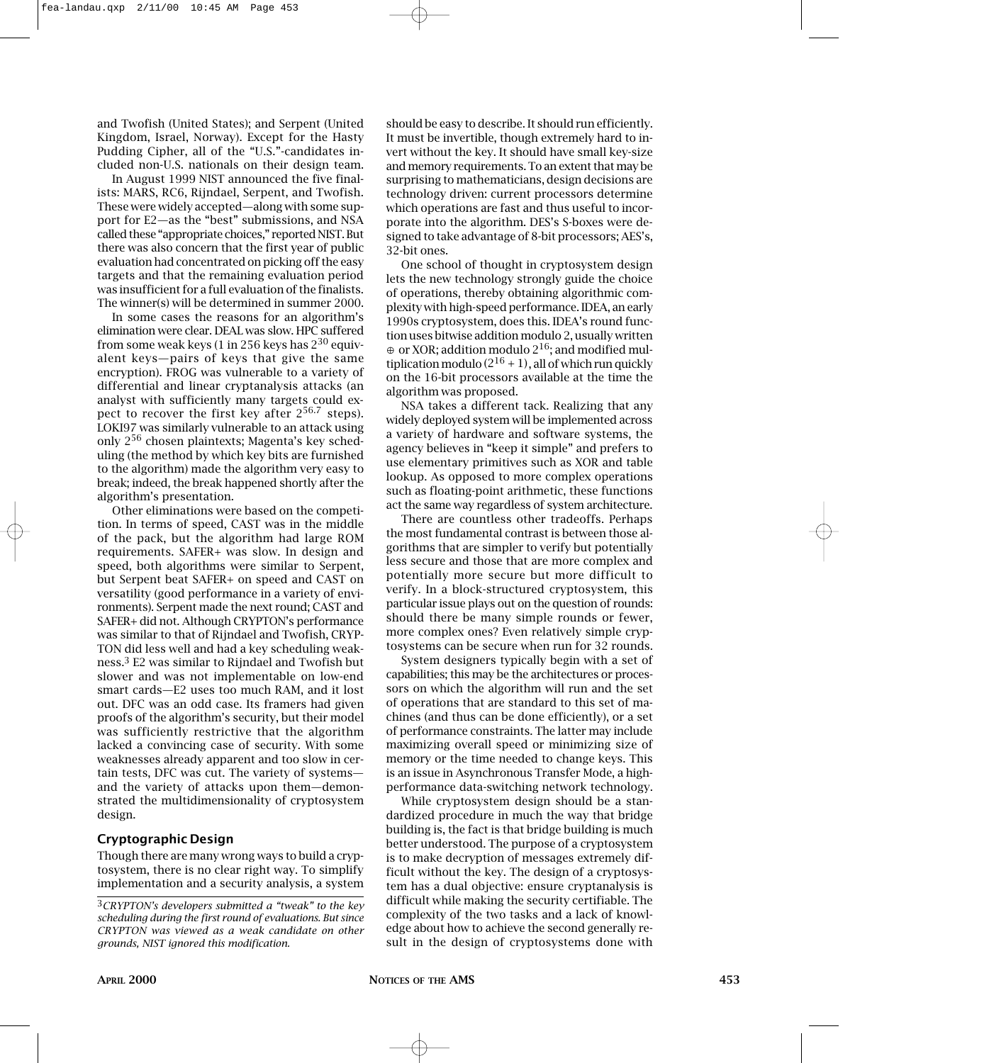and Twofish (United States); and Serpent (United Kingdom, Israel, Norway). Except for the Hasty Pudding Cipher, all of the "U.S."-candidates included non-U.S. nationals on their design team.

In August 1999 NIST announced the five finalists: MARS, RC6, Rijndael, Serpent, and Twofish. These were widely accepted—along with some support for E2—as the "best" submissions, and NSA called these "appropriate choices," reported NIST. But there was also concern that the first year of public evaluation had concentrated on picking off the easy targets and that the remaining evaluation period was insufficient for a full evaluation of the finalists. The winner(s) will be determined in summer 2000.

In some cases the reasons for an algorithm's elimination were clear. DEAL was slow. HPC suffered from some weak keys (1 in 256 keys has $2^{30}$ equivalent keys—pairs of keys that give the same encryption). FROG was vulnerable to a variety of differential and linear cryptanalysis attacks (an analyst with sufficiently many targets could expect to recover the first key after $2^{56.7}$ steps). LOKI97 was similarly vulnerable to an attack using only $2^{56}$ chosen plaintexts; Magenta's key scheduling (the method by which key bits are furnished to the algorithm) made the algorithm very easy to break; indeed, the break happened shortly after the algorithm's presentation.

Other eliminations were based on the competition. In terms of speed, CAST was in the middle of the pack, but the algorithm had large ROM requirements. SAFER+ was slow. In design and speed, both algorithms were similar to Serpent, but Serpent beat SAFER+ on speed and CAST on versatility (good performance in a variety of environments). Serpent made the next round; CAST and SAFER+ did not. Although CRYPTON's performance was similar to that of Rijndael and Twofish, CRYPTON did less well and had a key scheduling weakness.[3] E2 was similar to Rijndael and Twofish but slower and was not implementable on low-end smart cards—E2 uses too much RAM, and it lost out. DFC was an odd case. Its framers had given proofs of the algorithm's security, but their model was sufficiently restrictive that the algorithm lacked a convincing case of security. With some weaknesses already apparent and too slow in certain tests, DFC was cut. The variety of systems—and the variety of attacks upon them—demonstrated the multidimensionality of cryptosystem design.

## Cryptographic Design

Though there are many wrong ways to build a cryptosystem, there is no clear right way. To simplify implementation and a security analysis, a system should be easy to describe. It should run efficiently. It must be invertible, though extremely hard to invert without the key. It should have small key-size and memory requirements. To an extent that may be surprising to mathematicians, design decisions are technology driven: current processors determine which operations are fast and thus useful to incorporate into the algorithm. DES's S-boxes were designed to take advantage of 8-bit processors; AES's, 32-bit ones.

One school of thought in cryptosystem design lets the new technology strongly guide the choice of operations, thereby obtaining algorithmic complexity with high-speed performance. IDEA, an early 1990s cryptosystem, does this. IDEA's round function uses bitwise addition modulo 2, usually written $\oplus$ or XOR; addition modulo $2^{16}$; and modified multiplication modulo $(2^{16}+1)$, all of which run quickly on the 16-bit processors available at the time the algorithm was proposed.

NSA takes a different tack. Realizing that any widely deployed system will be implemented across a variety of hardware and software systems, the agency believes in "keep it simple" and prefers to use elementary primitives such as XOR and table lookup. As opposed to more complex operations such as floating-point arithmetic, these functions act the same way regardless of system architecture.

There are countless other tradeoffs. Perhaps the most fundamental contrast is between those algorithms that are simpler to verify but potentially less secure and those that are more complex and potentially more secure but more difficult to verify. In a block-structured cryptosystem, this particular issue plays out on the question of rounds: should there be many simple rounds or fewer, more complex ones? Even relatively simple cryptosystems can be secure when run for 32 rounds.

System designers typically begin with a set of capabilities; this may be the architectures or processors on which the algorithm will run and the set of operations that are standard to this set of machines (and thus can be done efficiently), or a set of performance constraints. The latter may include maximizing overall speed or minimizing size of memory or the time needed to change keys. This is an issue in Asynchronous Transfer Mode, a high-performance data-switching network technology.

While cryptosystem design should be a standardized procedure in much the way that bridge building is, the fact is that bridge building is much better understood. The purpose of a cryptosystem is to make decryption of messages extremely difficult without the key. The design of a cryptosystem has a dual objective: ensure cryptanalysis is difficult while making the security certifiable. The complexity of the two tasks and a lack of knowledge about how to achieve the second generally result in the design of cryptosystems done with

---

[3] *CRYPTON's developers submitted a "tweak" to the key scheduling during the first round of evaluations. But since CRYPTON was viewed as a weak candidate on other grounds, NIST ignored this modification.*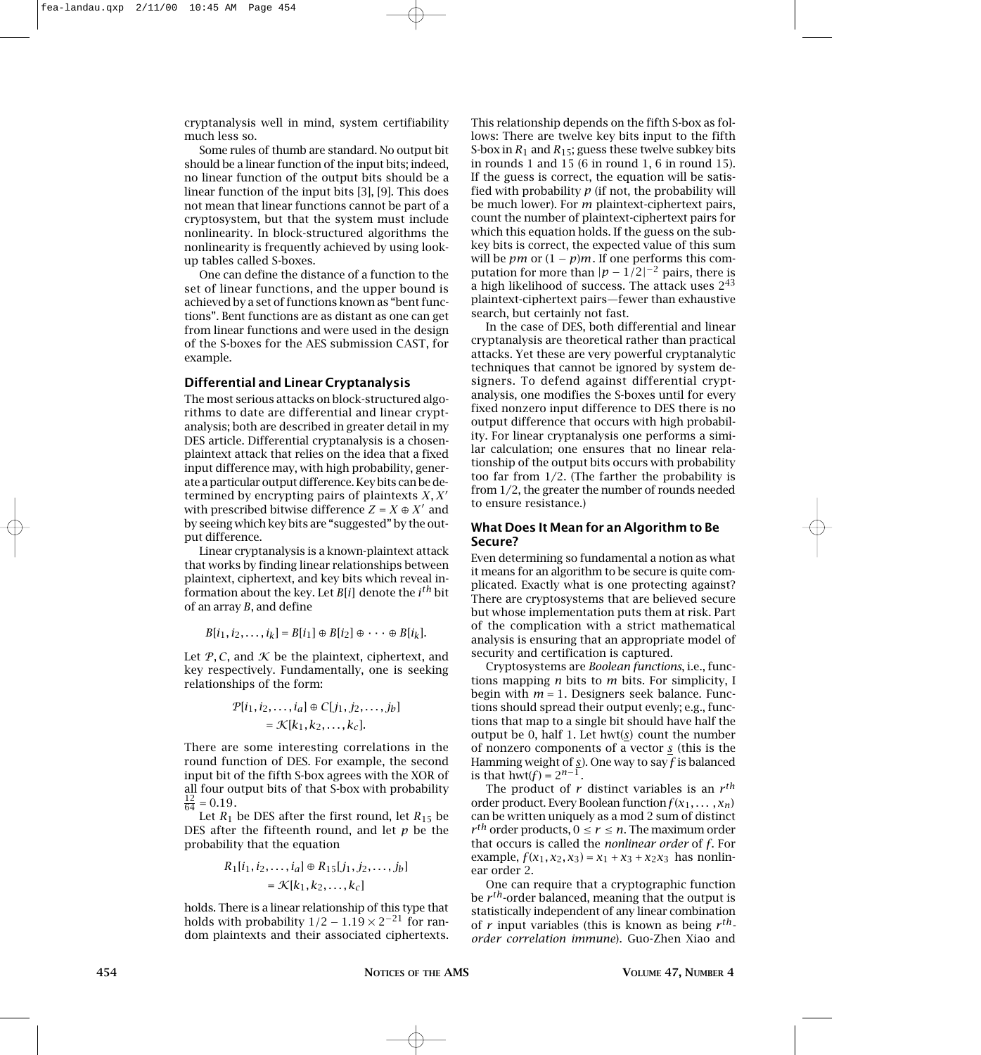cryptanalysis well in mind, system certifiability much less so.

Some rules of thumb are standard. No output bit should be a linear function of the input bits; indeed, no linear function of the output bits should be a linear function of the input bits [3], [9]. This does not mean that linear functions cannot be part of a cryptosystem, but that the system must include nonlinearity. In block-structured algorithms the nonlinearity is frequently achieved by using lookup tables called S-boxes.

One can define the distance of a function to the set of linear functions, and the upper bound is achieved by a set of functions known as "bent functions". Bent functions are as distant as one can get from linear functions and were used in the design of the S-boxes for the AES submission CAST, for example.

### Differential and Linear Cryptanalysis

The most serious attacks on block-structured algorithms to date are differential and linear cryptanalysis; both are described in greater detail in my DES article. Differential cryptanalysis is a chosen-plaintext attack that relies on the idea that a fixed input difference may, with high probability, generate a particular output difference. Key bits can be determined by encrypting pairs of plaintexts $X, X'$ with prescribed bitwise difference $Z = X \oplus X'$ and by seeing which key bits are "suggested" by the output difference.

Linear cryptanalysis is a known-plaintext attack that works by finding linear relationships between plaintext, ciphertext, and key bits which reveal information about the key. Let $B[i]$ denote the $i^{th}$ bit of an array $B$, and define

$$B[i_1, i_2, \ldots, i_k] = B[i_1] \oplus B[i_2] \oplus \cdots \oplus B[i_k].$$

Let $\mathcal{P}, C$, and $\mathcal{K}$ be the plaintext, ciphertext, and key respectively. Fundamentally, one is seeking relationships of the form:

$$\mathcal{P}[i_1, i_2, \ldots, i_a] \oplus C[j_1, j_2, \ldots, j_b] = \mathcal{K}[k_1, k_2, \ldots, k_c].$$

There are some interesting correlations in the round function of DES. For example, the second input bit of the fifth S-box agrees with the XOR of all four output bits of that S-box with probability $\frac{12}{64} = 0.19$.

Let $R_1$ be DES after the first round, let $R_{15}$ be DES after the fifteenth round, and let $p$ be the probability that the equation

$$R_1[i_1, i_2, \ldots, i_a] \oplus R_{15}[j_1, j_2, \ldots, j_b] = \mathcal{K}[k_1, k_2, \ldots, k_c]$$

holds. There is a linear relationship of this type that holds with probability $1/2 - 1.19 \times 2^{-21}$ for random plaintexts and their associated ciphertexts. This relationship depends on the fifth S-box as follows: There are twelve key bits input to the fifth S-box in $R_1$ and $R_{15}$; guess these twelve subkey bits in rounds 1 and 15 (6 in round 1, 6 in round 15). If the guess is correct, the equation will be satisfied with probability $p$ (if not, the probability will be much lower). For $m$ plaintext-ciphertext pairs, count the number of plaintext-ciphertext pairs for which this equation holds. If the guess on the subkey bits is correct, the expected value of this sum will be $pm$ or $(1-p)m$. If one performs this computation for more than $|p - 1/2|^{-2}$ pairs, there is a high likelihood of success. The attack uses $2^{43}$ plaintext-ciphertext pairs—fewer than exhaustive search, but certainly not fast.

In the case of DES, both differential and linear cryptanalysis are theoretical rather than practical attacks. Yet these are very powerful cryptanalytic techniques that cannot be ignored by system designers. To defend against differential cryptanalysis, one modifies the S-boxes until for every fixed nonzero input difference to DES there is no output difference that occurs with high probability. For linear cryptanalysis one performs a similar calculation; one ensures that no linear relationship of the output bits occurs with probability too far from $1/2$. (The farther the probability is from $1/2$, the greater the number of rounds needed to ensure resistance.)

### What Does It Mean for an Algorithm to Be Secure?

Even determining so fundamental a notion as what it means for an algorithm to be secure is quite complicated. Exactly what is one protecting against? There are cryptosystems that are believed secure but whose implementation puts them at risk. Part of the complication with a strict mathematical analysis is ensuring that an appropriate model of security and certification is captured.

Cryptosystems are *Boolean functions*, i.e., functions mapping $n$ bits to $m$ bits. For simplicity, I begin with $m = 1$. Designers seek balance. Functions should spread their output evenly; e.g., functions that map to a single bit should have half the output be 0, half 1. Let $\text{hwt}(\underline{s})$ count the number of nonzero components of a vector $\underline{s}$ (this is the Hamming weight of $\underline{s}$). One way to say $f$ is balanced is that $\text{hwt}(f) = 2^{n-1}$.

The product of $r$ distinct variables is an $r^{th}$ order product. Every Boolean function $f(x_1, \ldots, x_n)$ can be written uniquely as a mod 2 sum of distinct $r^{th}$ order products, $0 \le r \le n$. The maximum order that occurs is called the *nonlinear order* of $f$. For example, $f(x_1, x_2, x_3) = x_1 + x_3 + x_2x_3$ has nonlinear order 2.

One can require that a cryptographic function be $r^{th}$-order balanced, meaning that the output is statistically independent of any linear combination of $r$ input variables (this is known as being *$r^{th}$-order correlation immune*). Guo-Zhen Xiao and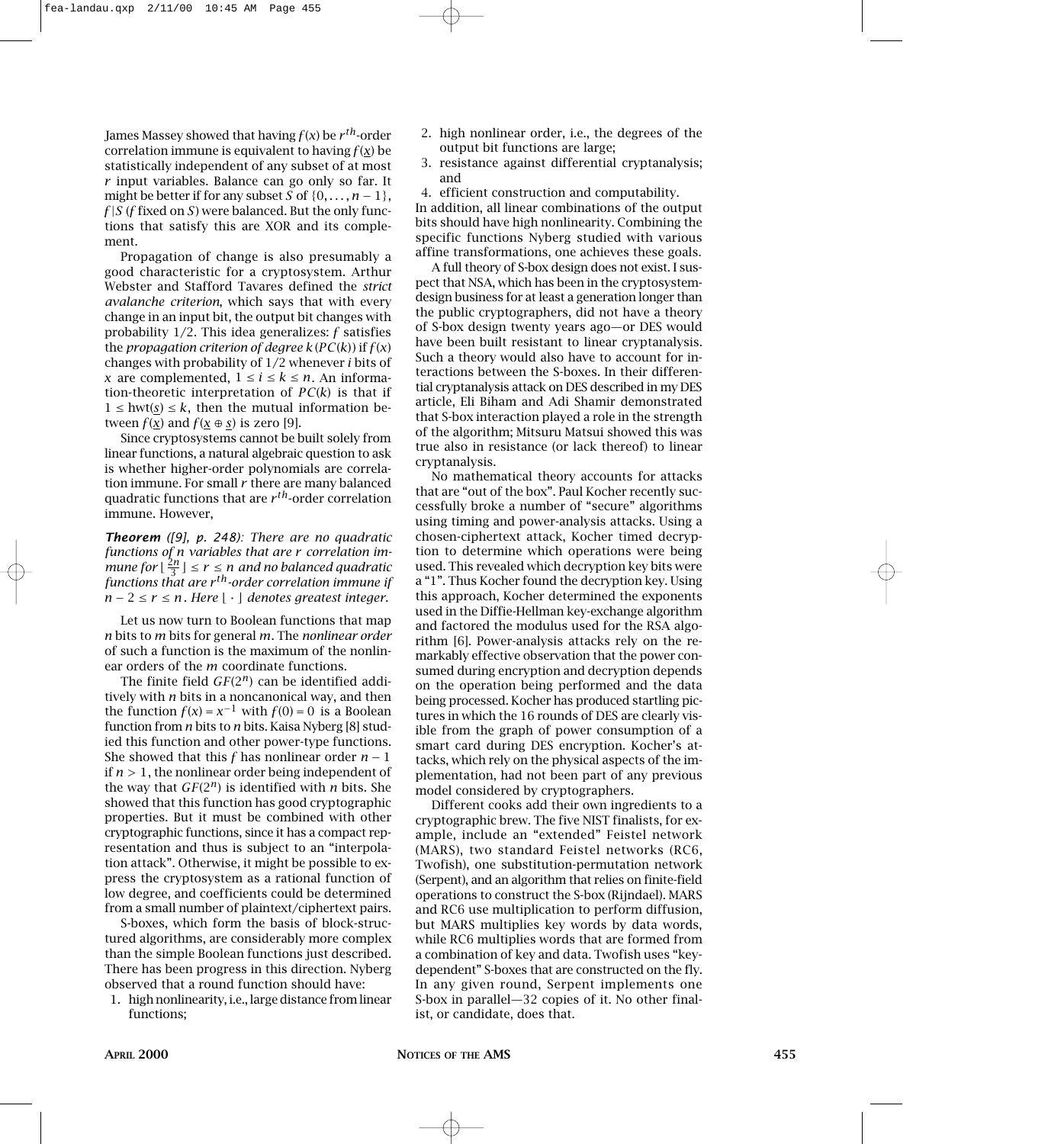James Massey showed that having $f(x)$ be $r^{th}$-order correlation immune is equivalent to having $f(\underline{x})$ be statistically independent of any subset of at most $r$ input variables. Balance can go only so far. It might be better if for any subset $S$ of $\{0, \dots, n-1\}$, $f|S$ ($f$ fixed on $S$) were balanced. But the only functions that satisfy this are XOR and its complement.

Propagation of change is also presumably a good characteristic for a cryptosystem. Arthur Webster and Stafford Tavares defined the *strict avalanche criterion*, which says that with every change in an input bit, the output bit changes with probability 1/2. This idea generalizes: $f$ satisfies the *propagation criterion of degree* $k$ ($PC(k)$) if $f(x)$ changes with probability of 1/2 whenever $i$ bits of $x$ are complemented, $1 \le i \le k \le n$. An information-theoretic interpretation of $PC(k)$ is that if $1 \le \text{hwt}(\underline{s}) \le k$, then the mutual information between $f(\underline{x})$ and $f(\underline{x} \oplus \underline{s})$ is zero [9].

Since cryptosystems cannot be built solely from linear functions, a natural algebraic question to ask is whether higher-order polynomials are correlation immune. For small $r$ there are many balanced quadratic functions that are $r^{th}$-order correlation immune. However,

***Theorem*** *([9], p. 248): There are no quadratic functions of $n$ variables that are $r$ correlation immune for $\lfloor \frac{2n}{3} \rfloor \le r \le n$ and no balanced quadratic functions that are $r^{th}$-order correlation immune if $n-2 \le r \le n$. Here $\lfloor \cdot \rfloor$ denotes greatest integer.*

Let us now turn to Boolean functions that map $n$ bits to $m$ bits for general $m$. The *nonlinear order* of such a function is the maximum of the nonlinear orders of the $m$ coordinate functions.

The finite field $GF(2^n)$ can be identified additively with $n$ bits in a noncanonical way, and then the function $f(x) = x^{-1}$ with $f(0) = 0$ is a Boolean function from $n$ bits to $n$ bits. Kaisa Nyberg [8] studied this function and other power-type functions. She showed that this $f$ has nonlinear order $n-1$ if $n > 1$, the nonlinear order being independent of the way that $GF(2^n)$ is identified with $n$ bits. She showed that this function has good cryptographic properties. But it must be combined with other cryptographic functions, since it has a compact representation and thus is subject to an "interpolation attack". Otherwise, it might be possible to express the cryptosystem as a rational function of low degree, and coefficients could be determined from a small number of plaintext/ciphertext pairs.

S-boxes, which form the basis of block-structured algorithms, are considerably more complex than the simple Boolean functions just described. There has been progress in this direction. Nyberg observed that a round function should have:

1. high nonlinearity, i.e., large distance from linear functions;
2. high nonlinear order, i.e., the degrees of the output bit functions are large;
3. resistance against differential cryptanalysis; and
4. efficient construction and computability.

In addition, all linear combinations of the output bits should have high nonlinearity. Combining the specific functions Nyberg studied with various affine transformations, one achieves these goals.

A full theory of S-box design does not exist. I suspect that NSA, which has been in the cryptosystem-design business for at least a generation longer than the public cryptographers, did not have a theory of S-box design twenty years ago—or DES would have been built resistant to linear cryptanalysis. Such a theory would also have to account for interactions between the S-boxes. In their differential cryptanalysis attack on DES described in my DES article, Eli Biham and Adi Shamir demonstrated that S-box interaction played a role in the strength of the algorithm; Mitsuru Matsui showed this was true also in resistance (or lack thereof) to linear cryptanalysis.

No mathematical theory accounts for attacks that are "out of the box". Paul Kocher recently successfully broke a number of "secure" algorithms using timing and power-analysis attacks. Using a chosen-ciphertext attack, Kocher timed decryption to determine which operations were being used. This revealed which decryption key bits were a "1". Thus Kocher found the decryption key. Using this approach, Kocher determined the exponents used in the Diffie-Hellman key-exchange algorithm and factored the modulus used for the RSA algorithm [6]. Power-analysis attacks rely on the remarkably effective observation that the power consumed during encryption and decryption depends on the operation being performed and the data being processed. Kocher has produced startling pictures in which the 16 rounds of DES are clearly visible from the graph of power consumption of a smart card during DES encryption. Kocher's attacks, which rely on the physical aspects of the implementation, had not been part of any previous model considered by cryptographers.

Different cooks add their own ingredients to a cryptographic brew. The five NIST finalists, for example, include an "extended" Feistel network (MARS), two standard Feistel networks (RC6, Twofish), one substitution-permutation network (Serpent), and an algorithm that relies on finite-field operations to construct the S-box (Rijndael). MARS and RC6 use multiplication to perform diffusion, but MARS multiplies key words by data words, while RC6 multiplies words that are formed from a combination of key and data. Twofish uses "key-dependent" S-boxes that are constructed on the fly. In any given round, Serpent implements one S-box in parallel—32 copies of it. No other finalist, or candidate, does that.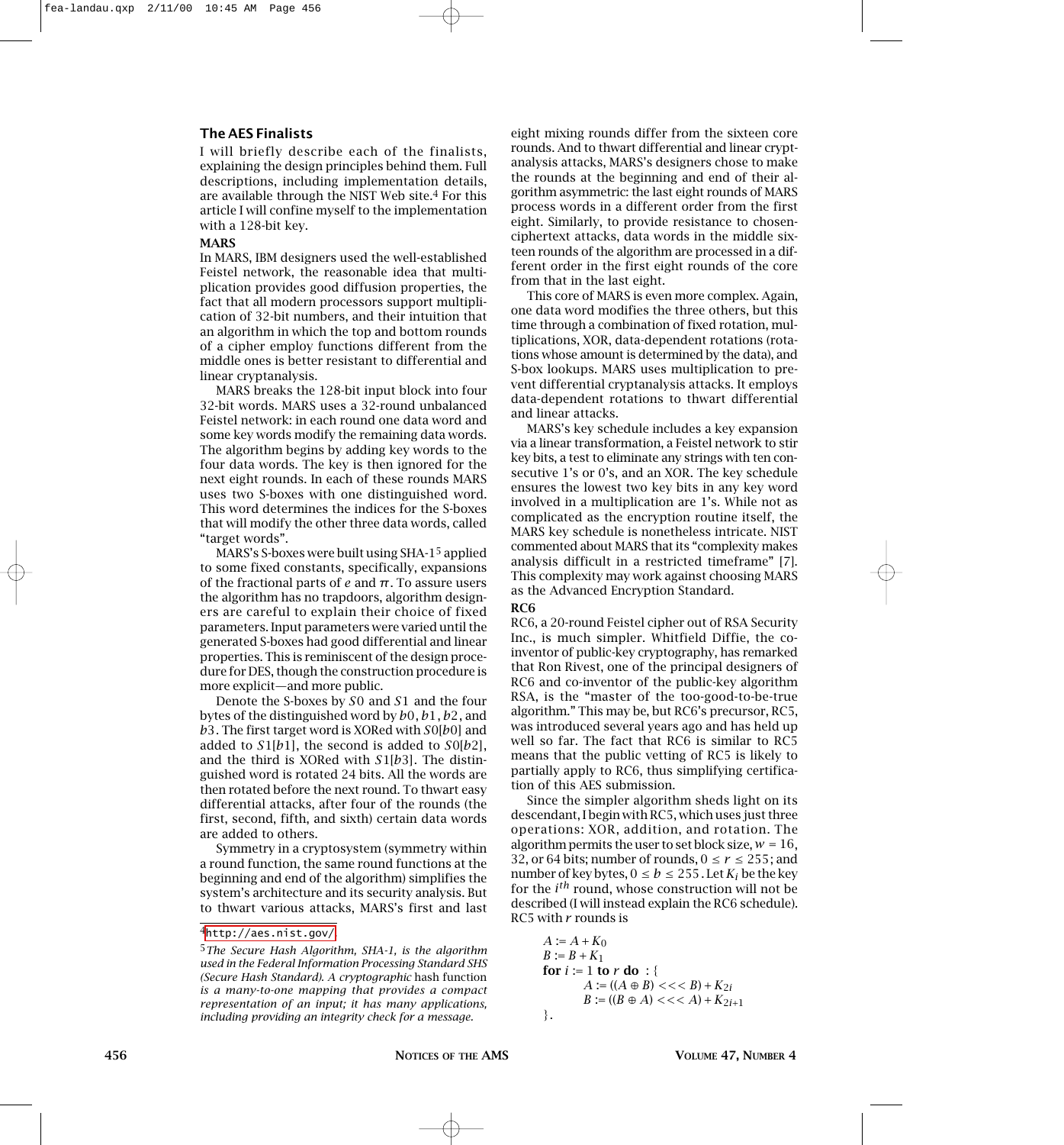## The AES Finalists

I will briefly describe each of the finalists, explaining the design principles behind them. Full descriptions, including implementation details, are available through the NIST Web site.[4] For this article I will confine myself to the implementation with a 128-bit key.

### MARS

In MARS, IBM designers used the well-established Feistel network, the reasonable idea that multiplication provides good diffusion properties, the fact that all modern processors support multiplication of 32-bit numbers, and their intuition that an algorithm in which the top and bottom rounds of a cipher employ functions different from the middle ones is better resistant to differential and linear cryptanalysis.

MARS breaks the 128-bit input block into four 32-bit words. MARS uses a 32-round unbalanced Feistel network: in each round one data word and some key words modify the remaining data words. The algorithm begins by adding key words to the four data words. The key is then ignored for the next eight rounds. In each of these rounds MARS uses two S-boxes with one distinguished word. This word determines the indices for the S-boxes that will modify the other three data words, called "target words".

MARS's S-boxes were built using SHA-1[5] applied to some fixed constants, specifically, expansions of the fractional parts of $e$ and $\pi$. To assure users the algorithm has no trapdoors, algorithm designers are careful to explain their choice of fixed parameters. Input parameters were varied until the generated S-boxes had good differential and linear properties. This is reminiscent of the design procedure for DES, though the construction procedure is more explicit—and more public.

Denote the S-boxes by $S0$ and $S1$ and the four bytes of the distinguished word by $b0, b1, b2$, and $b3$. The first target word is XORed with $S0[b0]$ and added to $S1[b1]$, the second is added to $S0[b2]$, and the third is XORed with $S1[b3]$. The distinguished word is rotated 24 bits. All the words are then rotated before the next round. To thwart easy differential attacks, after four of the rounds (the first, second, fifth, and sixth) certain data words are added to others.

Symmetry in a cryptosystem (symmetry within a round function, the same round functions at the beginning and end of the algorithm) simplifies the system's architecture and its security analysis. But to thwart various attacks, MARS's first and last eight mixing rounds differ from the sixteen core rounds. And to thwart differential and linear cryptanalysis attacks, MARS's designers chose to make the rounds at the beginning and end of their algorithm asymmetric: the last eight rounds of MARS process words in a different order from the first eight. Similarly, to provide resistance to chosen-ciphertext attacks, data words in the middle sixteen rounds of the algorithm are processed in a different order in the first eight rounds of the core from that in the last eight.

This core of MARS is even more complex. Again, one data word modifies the three others, but this time through a combination of fixed rotation, multiplications, XOR, data-dependent rotations (rotations whose amount is determined by the data), and S-box lookups. MARS uses multiplication to prevent differential cryptanalysis attacks. It employs data-dependent rotations to thwart differential and linear attacks.

MARS's key schedule includes a key expansion via a linear transformation, a Feistel network to stir key bits, a test to eliminate any strings with ten consecutive 1's or 0's, and an XOR. The key schedule ensures the lowest two key bits in any key word involved in a multiplication are 1's. While not as complicated as the encryption routine itself, the MARS key schedule is nonetheless intricate. NIST commented about MARS that its "complexity makes analysis difficult in a restricted timeframe" [7]. This complexity may work against choosing MARS as the Advanced Encryption Standard.

### RC6

RC6, a 20-round Feistel cipher out of RSA Security Inc., is much simpler. Whitfield Diffie, the co-inventor of public-key cryptography, has remarked that Ron Rivest, one of the principal designers of RC6 and co-inventor of the public-key algorithm RSA, is the "master of the too-good-to-be-true algorithm." This may be, but RC6's precursor, RC5, was introduced several years ago and has held up well so far. The fact that RC6 is similar to RC5 means that the public vetting of RC5 is likely to partially apply to RC6, thus simplifying certification of this AES submission.

Since the simpler algorithm sheds light on its descendant, I begin with RC5, which uses just three operations: XOR, addition, and rotation. The algorithm permits the user to set block size, $w = 16$, 32, or 64 bits; number of rounds, $0 \le r \le 255$; and number of key bytes, $0 \le b \le 255$. Let $K_i$ be the key for the $i^{th}$ round, whose construction will not be described (I will instead explain the RC6 schedule). RC5 with $r$ rounds is

$$
\begin{aligned}
& A := A + K_0 \\
& B := B + K_1 \\
& \textbf{for } i := 1 \textbf{ to } r \textbf{ do } : \{ \\
& \qquad A := ((A \oplus B) <<< B) + K_{2i} \\
& \qquad B := ((B \oplus A) <<< A) + K_{2i+1} \\
& \}.
\end{aligned}
$$

---

[4] http://aes.nist.gov/

[5] *The Secure Hash Algorithm, SHA-1, is the algorithm used in the Federal Information Processing Standard SHS (Secure Hash Standard). A cryptographic* hash function *is a many-to-one mapping that provides a compact representation of an input; it has many applications, including providing an integrity check for a message.*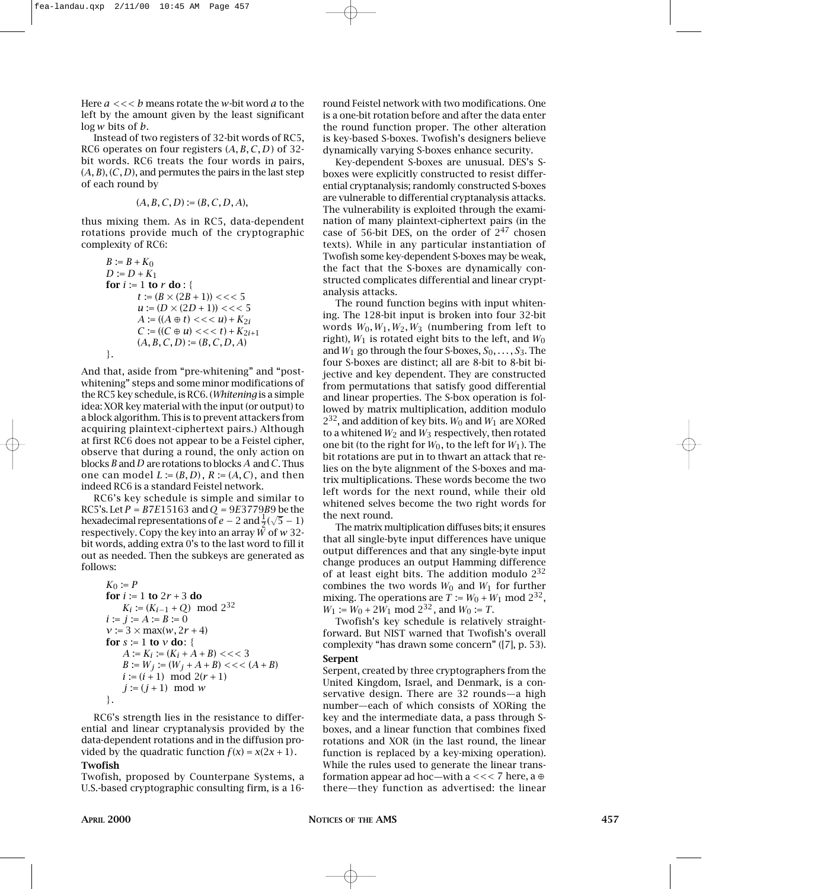Here $a <<< b$ means rotate the $w$-bit word $a$ to the left by the amount given by the least significant $\log w$ bits of $b$.

Instead of two registers of 32-bit words of RC5, RC6 operates on four registers $(A, B, C, D)$ of 32-bit words. RC6 treats the four words in pairs, $(A, B), (C, D)$, and permutes the pairs in the last step of each round by

$$(A, B, C, D) := (B, C, D, A),$$

thus mixing them. As in RC5, data-dependent rotations provide much of the cryptographic complexity of RC6:

$B := B + K_0$
$D := D + K_1$
**for** $i := 1$ **to** $r$ **do** : {
  $t := (B \times (2B + 1)) <<< 5$
  $u := (D \times (2D + 1)) <<< 5$
  $A := ((A \oplus t) <<< u) + K_{2i}$
  $C := ((C \oplus u) <<< t) + K_{2i+1}$
  $(A, B, C, D) := (B, C, D, A)$
}.

And that, aside from "pre-whitening" and "post-whitening" steps and some minor modifications of the RC5 key schedule, is RC6. (*Whitening* is a simple idea: XOR key material with the input (or output) to a block algorithm. This is to prevent attackers from acquiring plaintext-ciphertext pairs.) Although at first RC6 does not appear to be a Feistel cipher, observe that during a round, the only action on blocks $B$ and $D$ are rotations to blocks $A$ and $C$. Thus one can model $L := (B, D)$, $R := (A, C)$, and then indeed RC6 is a standard Feistel network.

RC6's key schedule is simple and similar to RC5's. Let $P = B7E15163$ and $Q = 9E3779B9$ be the hexadecimal representations of $e - 2$ and $\frac{1}{2}(\sqrt{5} - 1)$ respectively. Copy the key into an array $W$ of $w$ 32-bit words, adding extra 0's to the last word to fill it out as needed. Then the subkeys are generated as follows:

$K_0 := P$
**for** $i := 1$ **to** $2r + 3$ **do**
  $K_i := (K_{i-1} + Q) \mod 2^{32}$
$i := j := A := B := 0$
$v := 3 \times \max(w, 2r + 4)$
**for** $s := 1$ **to** $v$ **do**: {
  $A := K_i := (K_i + A + B) <<< 3$
  $B := W_j := (W_j + A + B) <<< (A + B)$
  $i := (i + 1) \mod 2(r + 1)$
  $j := (j + 1) \mod w$
}.

RC6's strength lies in the resistance to differential and linear cryptanalysis provided by the data-dependent rotations and in the diffusion provided by the quadratic function $f(x) = x(2x + 1)$.

### Twofish

Twofish, proposed by Counterpane Systems, a U.S.-based cryptographic consulting firm, is a 16-round Feistel network with two modifications. One is a one-bit rotation before and after the data enter the round function proper. The other alteration is key-based S-boxes. Twofish's designers believe dynamically varying S-boxes enhance security.

Key-dependent S-boxes are unusual. DES's S-boxes were explicitly constructed to resist differential cryptanalysis; randomly constructed S-boxes are vulnerable to differential cryptanalysis attacks. The vulnerability is exploited through the examination of many plaintext-ciphertext pairs (in the case of 56-bit DES, on the order of $2^{47}$ chosen texts). While in any particular instantiation of Twofish some key-dependent S-boxes may be weak, the fact that the S-boxes are dynamically constructed complicates differential and linear cryptanalysis attacks.

The round function begins with input whitening. The 128-bit input is broken into four 32-bit words $W_0, W_1, W_2, W_3$ (numbering from left to right), $W_1$ is rotated eight bits to the left, and $W_0$ and $W_1$ go through the four S-boxes, $S_0, \ldots, S_3$. The four S-boxes are distinct; all are 8-bit to 8-bit bijective and key dependent. They are constructed from permutations that satisfy good differential and linear properties. The S-box operation is followed by matrix multiplication, addition modulo $2^{32}$, and addition of key bits. $W_0$ and $W_1$ are XORed to a whitened $W_2$ and $W_3$ respectively, then rotated one bit (to the right for $W_0$, to the left for $W_1$). The bit rotations are put in to thwart an attack that relies on the byte alignment of the S-boxes and matrix multiplications. These words become the two left words for the next round, while their old whitened selves become the two right words for the next round.

The matrix multiplication diffuses bits; it ensures that all single-byte input differences have unique output differences and that any single-byte input change produces an output Hamming difference of at least eight bits. The addition modulo $2^{32}$ combines the two words $W_0$ and $W_1$ for further mixing. The operations are $T := W_0 + W_1 \mod 2^{32}$, $W_1 := W_0 + 2W_1 \mod 2^{32}$, and $W_0 := T$.

Twofish's key schedule is relatively straightforward. But NIST warned that Twofish's overall complexity "has drawn some concern" ([7], p. 53).

### Serpent

Serpent, created by three cryptographers from the United Kingdom, Israel, and Denmark, is a conservative design. There are 32 rounds—a high number—each of which consists of XORing the key and the intermediate data, a pass through S-boxes, and a linear function that combines fixed rotations and XOR (in the last round, the linear function is replaced by a key-mixing operation). While the rules used to generate the linear transformation appear ad hoc—with a $<<< 7$ here, a $\oplus$ there—they function as advertised: the linear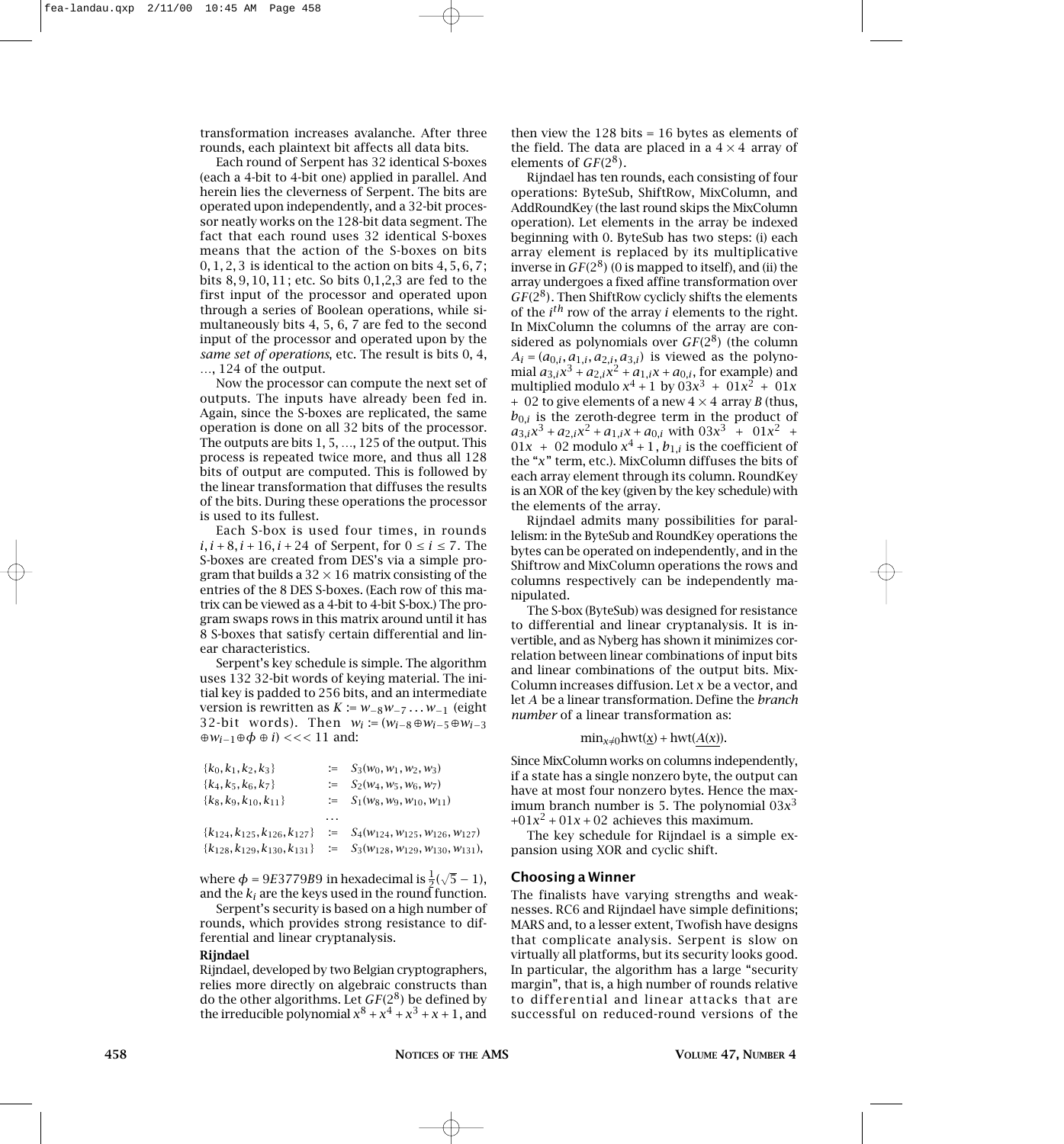transformation increases avalanche. After three rounds, each plaintext bit affects all data bits.

Each round of Serpent has 32 identical S-boxes (each a 4-bit to 4-bit one) applied in parallel. And herein lies the cleverness of Serpent. The bits are operated upon independently, and a 32-bit processor neatly works on the 128-bit data segment. The fact that each round uses 32 identical S-boxes means that the action of the S-boxes on bits $0, 1, 2, 3$ is identical to the action on bits $4, 5, 6, 7$; bits $8, 9, 10, 11$; etc. So bits 0,1,2,3 are fed to the first input of the processor and operated upon through a series of Boolean operations, while simultaneously bits 4, 5, 6, 7 are fed to the second input of the processor and operated upon by the *same set of operations*, etc. The result is bits 0, 4, …, 124 of the output.

Now the processor can compute the next set of outputs. The inputs have already been fed in. Again, since the S-boxes are replicated, the same operation is done on all 32 bits of the processor. The outputs are bits 1, 5, …, 125 of the output. This process is repeated twice more, and thus all 128 bits of output are computed. This is followed by the linear transformation that diffuses the results of the bits. During these operations the processor is used to its fullest.

Each S-box is used four times, in rounds $i, i+8, i+16, i+24$ of Serpent, for $0 \leq i \leq 7$. The S-boxes are created from DES's via a simple program that builds a $32 \times 16$ matrix consisting of the entries of the 8 DES S-boxes. (Each row of this matrix can be viewed as a 4-bit to 4-bit S-box.) The program swaps rows in this matrix around until it has 8 S-boxes that satisfy certain differential and linear characteristics.

Serpent's key schedule is simple. The algorithm uses 132 32-bit words of keying material. The initial key is padded to 256 bits, and an intermediate version is rewritten as $K := w_{-8}w_{-7}\ldots w_{-1}$ (eight 32-bit words). Then $w_i := (w_{i-8} \oplus w_{i-5} \oplus w_{i-3} \oplus w_{i-1} \oplus \phi \oplus i) <<< 11$ and:

$$
\begin{aligned}
\{k_0, k_1, k_2, k_3\} &:= S_3(w_0, w_1, w_2, w_3) \\
\{k_4, k_5, k_6, k_7\} &:= S_2(w_4, w_5, w_6, w_7) \\
\{k_8, k_9, k_{10}, k_{11}\} &:= S_1(w_8, w_9, w_{10}, w_{11}) \\
&\ldots \\
\{k_{124}, k_{125}, k_{126}, k_{127}\} &:= S_4(w_{124}, w_{125}, w_{126}, w_{127}) \\
\{k_{128}, k_{129}, k_{130}, k_{131}\} &:= S_3(w_{128}, w_{129}, w_{130}, w_{131}),
\end{aligned}
$$

where $\phi = 9E3779B9$ in hexadecimal is $\frac{1}{2}(\sqrt{5}-1)$, and the $k_i$ are the keys used in the round function.

Serpent's security is based on a high number of rounds, which provides strong resistance to differential and linear cryptanalysis.

**Rijndael**

Rijndael, developed by two Belgian cryptographers, relies more directly on algebraic constructs than do the other algorithms. Let $GF(2^8)$ be defined by the irreducible polynomial $x^8 + x^4 + x^3 + x + 1$, and then view the 128 bits = 16 bytes as elements of the field. The data are placed in a $4 \times 4$ array of elements of $GF(2^8)$.

Rijndael has ten rounds, each consisting of four operations: ByteSub, ShiftRow, MixColumn, and AddRoundKey (the last round skips the MixColumn operation). Let elements in the array be indexed beginning with 0. ByteSub has two steps: (i) each array element is replaced by its multiplicative inverse in $GF(2^8)$ (0 is mapped to itself), and (ii) the array undergoes a fixed affine transformation over $GF(2^8)$. Then ShiftRow cyclicly shifts the elements of the $i^{th}$ row of the array $i$ elements to the right. In MixColumn the columns of the array are considered as polynomials over $GF(2^8)$ (the column $A_i = (a_{0,i}, a_{1,i}, a_{2,i}, a_{3,i})$ is viewed as the polynomial $a_{3,i}x^3 + a_{2,i}x^2 + a_{1,i}x + a_{0,i}$, for example) and multiplied modulo $x^4 + 1$ by $03x^3 + 01x^2 + 01x + 02$ to give elements of a new $4 \times 4$ array $B$ (thus, $b_{0,i}$ is the zeroth-degree term in the product of $a_{3,i}x^3 + a_{2,i}x^2 + a_{1,i}x + a_{0,i}$ with $03x^3 + 01x^2 + 01x + 02$ modulo $x^4 + 1$, $b_{1,i}$ is the coefficient of the "$x$" term, etc.). MixColumn diffuses the bits of each array element through its column. RoundKey is an XOR of the key (given by the key schedule) with the elements of the array.

Rijndael admits many possibilities for parallelism: in the ByteSub and RoundKey operations the bytes can be operated on independently, and in the Shiftrow and MixColumn operations the rows and columns respectively can be independently manipulated.

The S-box (ByteSub) was designed for resistance to differential and linear cryptanalysis. It is invertible, and as Nyberg has shown it minimizes correlation between linear combinations of input bits and linear combinations of the output bits. MixColumn increases diffusion. Let $x$ be a vector, and let $A$ be a linear transformation. Define the *branch number* of a linear transformation as:

$$\min_{x \neq 0} \text{hwt}(\underline{x}) + \text{hwt}(\underline{A(x)}).$$

Since MixColumn works on columns independently, if a state has a single nonzero byte, the output can have at most four nonzero bytes. Hence the maximum branch number is 5. The polynomial $03x^3 + 01x^2 + 01x + 02$ achieves this maximum.

The key schedule for Rijndael is a simple expansion using XOR and cyclic shift.

## Choosing a Winner

The finalists have varying strengths and weaknesses. RC6 and Rijndael have simple definitions; MARS and, to a lesser extent, Twofish have designs that complicate analysis. Serpent is slow on virtually all platforms, but its security looks good. In particular, the algorithm has a large "security margin", that is, a high number of rounds relative to differential and linear attacks that are successful on reduced-round versions of the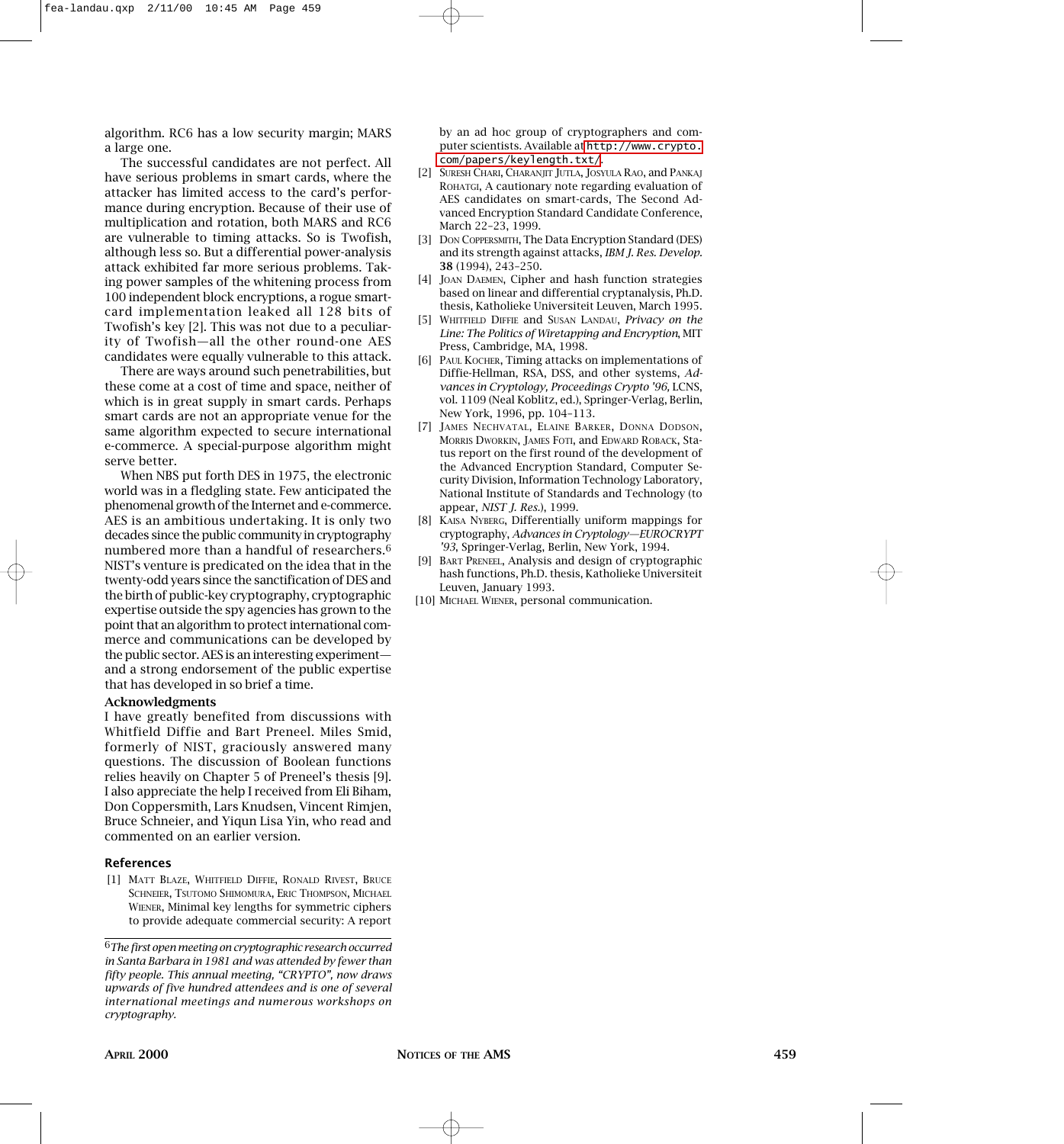algorithm. RC6 has a low security margin; MARS a large one.

The successful candidates are not perfect. All have serious problems in smart cards, where the attacker has limited access to the card's performance during encryption. Because of their use of multiplication and rotation, both MARS and RC6 are vulnerable to timing attacks. So is Twofish, although less so. But a differential power-analysis attack exhibited far more serious problems. Taking power samples of the whitening process from 100 independent block encryptions, a rogue smart-card implementation leaked all 128 bits of Twofish's key [2]. This was not due to a peculiarity of Twofish—all the other round-one AES candidates were equally vulnerable to this attack.

There are ways around such penetrabilities, but these come at a cost of time and space, neither of which is in great supply in smart cards. Perhaps smart cards are not an appropriate venue for the same algorithm expected to secure international e-commerce. A special-purpose algorithm might serve better.

When NBS put forth DES in 1975, the electronic world was in a fledgling state. Few anticipated the phenomenal growth of the Internet and e-commerce. AES is an ambitious undertaking. It is only two decades since the public community in cryptography numbered more than a handful of researchers.[6] NIST's venture is predicated on the idea that in the twenty-odd years since the sanctification of DES and the birth of public-key cryptography, cryptographic expertise outside the spy agencies has grown to the point that an algorithm to protect international commerce and communications can be developed by the public sector. AES is an interesting experiment—and a strong endorsement of the public expertise that has developed in so brief a time.

### Acknowledgments

I have greatly benefited from discussions with Whitfield Diffie and Bart Preneel. Miles Smid, formerly of NIST, graciously answered many questions. The discussion of Boolean functions relies heavily on Chapter 5 of Preneel's thesis [9]. I also appreciate the help I received from Eli Biham, Don Coppersmith, Lars Knudsen, Vincent Rimjen, Bruce Schneier, and Yiqun Lisa Yin, who read and commented on an earlier version.

### References

[1] Matt Blaze, Whitfield Diffie, Ronald Rivest, Bruce Schneier, Tsutomo Shimomura, Eric Thompson, Michael Wiener, Minimal key lengths for symmetric ciphers to provide adequate commercial security: A report by an ad hoc group of cryptographers and computer scientists. Available at http://www.crypto.com/papers/keylength.txt/.

[2] Suresh Chari, Charanjit Jutla, Josyula Rao, and Pankaj Rohatgi, A cautionary note regarding evaluation of AES candidates on smart-cards, The Second Advanced Encryption Standard Candidate Conference, March 22–23, 1999.

[3] Don Coppersmith, The Data Encryption Standard (DES) and its strength against attacks, *IBM J. Res. Develop.* **38** (1994), 243–250.

[4] Joan Daemen, Cipher and hash function strategies based on linear and differential cryptanalysis, Ph.D. thesis, Katholieke Universiteit Leuven, March 1995.

[5] Whitfield Diffie and Susan Landau, *Privacy on the Line: The Politics of Wiretapping and Encryption*, MIT Press, Cambridge, MA, 1998.

[6] Paul Kocher, Timing attacks on implementations of Diffie-Hellman, RSA, DSS, and other systems, *Advances in Cryptology, Proceedings Crypto '96,* LCNS, vol. 1109 (Neal Koblitz, ed.), Springer-Verlag, Berlin, New York, 1996, pp. 104–113.

[7] James Nechvatal, Elaine Barker, Donna Dodson, Morris Dworkin, James Foti, and Edward Roback, Status report on the first round of the development of the Advanced Encryption Standard, Computer Security Division, Information Technology Laboratory, National Institute of Standards and Technology (to appear, *NIST J. Res.*), 1999.

[8] Kaisa Nyberg, Differentially uniform mappings for cryptography, *Advances in Cryptology—EUROCRYPT '93*, Springer-Verlag, Berlin, New York, 1994.

[9] Bart Preneel, Analysis and design of cryptographic hash functions, Ph.D. thesis, Katholieke Universiteit Leuven, January 1993.

[10] Michael Wiener, personal communication.

---

[6] *The first open meeting on cryptographic research occurred in Santa Barbara in 1981 and was attended by fewer than fifty people. This annual meeting, "CRYPTO", now draws upwards of five hundred attendees and is one of several international meetings and numerous workshops on cryptography.*